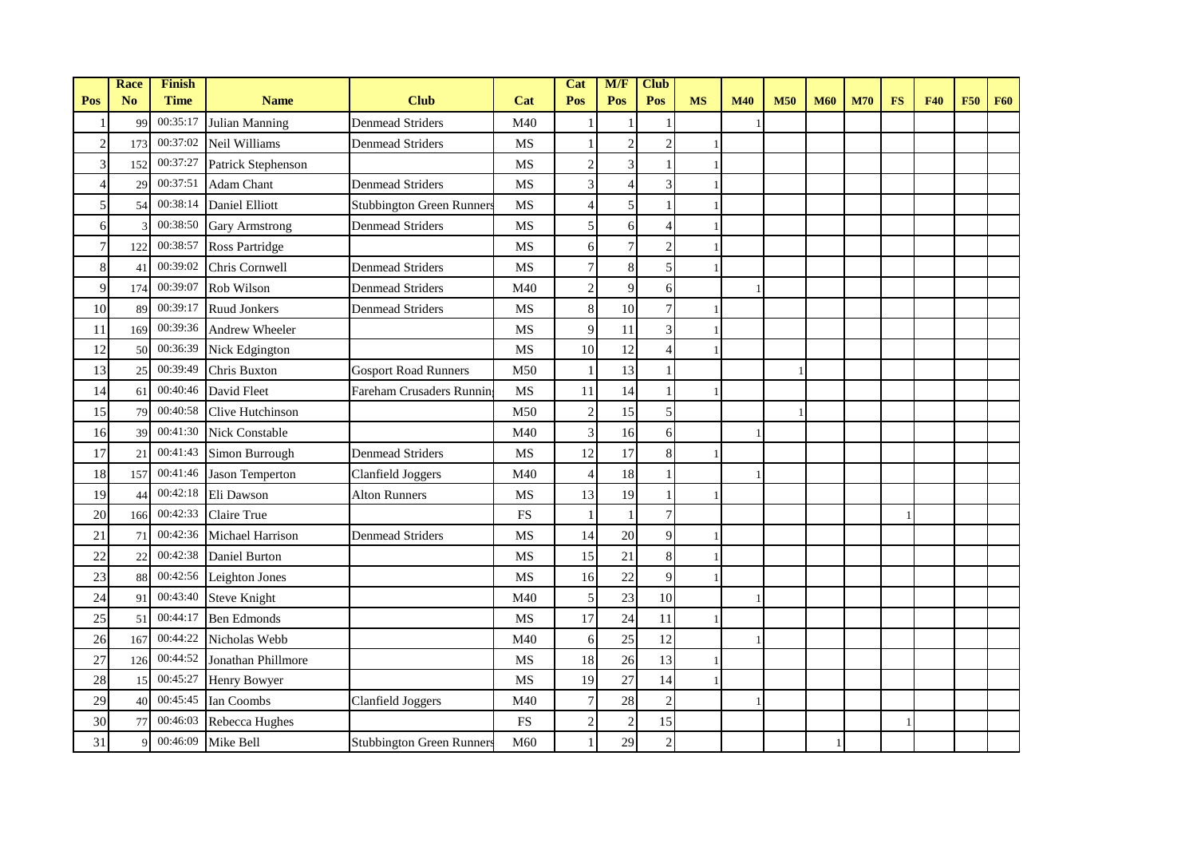| Pos | Race No | Finish Time | Name | Club | Cat | Cat Pos | M/F Pos | Club Pos | MS | M40 | M50 | M60 | M70 | FS | F40 | F50 | F60 |
|---|---|---|---|---|---|---|---|---|---|---|---|---|---|---|---|---|---|
| 1 | 99 | 00:35:17 | Julian Manning | Denmead Striders | M40 | 1 | 1 | 1 | | 1 | | | | | | | |
| 2 | 173 | 00:37:02 | Neil Williams | Denmead Striders | MS | 1 | 2 | 2 | 1 | | | | | | | | |
| 3 | 152 | 00:37:27 | Patrick Stephenson | | MS | 2 | 3 | 1 | 1 | | | | | | | | |
| 4 | 29 | 00:37:51 | Adam Chant | Denmead Striders | MS | 3 | 4 | 3 | 1 | | | | | | | | |
| 5 | 54 | 00:38:14 | Daniel Elliott | Stubbington Green Runners | MS | 4 | 5 | 1 | 1 | | | | | | | | |
| 6 | 3 | 00:38:50 | Gary Armstrong | Denmead Striders | MS | 5 | 6 | 4 | 1 | | | | | | | | |
| 7 | 122 | 00:38:57 | Ross Partridge | | MS | 6 | 7 | 2 | 1 | | | | | | | | |
| 8 | 41 | 00:39:02 | Chris Cornwell | Denmead Striders | MS | 7 | 8 | 5 | 1 | | | | | | | | |
| 9 | 174 | 00:39:07 | Rob Wilson | Denmead Striders | M40 | 2 | 9 | 6 | | 1 | | | | | | | |
| 10 | 89 | 00:39:17 | Ruud Jonkers | Denmead Striders | MS | 8 | 10 | 7 | 1 | | | | | | | | |
| 11 | 169 | 00:39:36 | Andrew Wheeler | | MS | 9 | 11 | 3 | 1 | | | | | | | | |
| 12 | 50 | 00:36:39 | Nick Edgington | | MS | 10 | 12 | 4 | 1 | | | | | | | | |
| 13 | 25 | 00:39:49 | Chris Buxton | Gosport Road Runners | M50 | 1 | 13 | 1 | | | 1 | | | | | | |
| 14 | 61 | 00:40:46 | David Fleet | Fareham Crusaders Running | MS | 11 | 14 | 1 | 1 | | | | | | | | |
| 15 | 79 | 00:40:58 | Clive Hutchinson | | M50 | 2 | 15 | 5 | | | 1 | | | | | | |
| 16 | 39 | 00:41:30 | Nick Constable | | M40 | 3 | 16 | 6 | | 1 | | | | | | | |
| 17 | 21 | 00:41:43 | Simon Burrough | Denmead Striders | MS | 12 | 17 | 8 | 1 | | | | | | | | |
| 18 | 157 | 00:41:46 | Jason Temperton | Clanfield Joggers | M40 | 4 | 18 | 1 | | 1 | | | | | | | |
| 19 | 44 | 00:42:18 | Eli Dawson | Alton Runners | MS | 13 | 19 | 1 | 1 | | | | | | | | |
| 20 | 166 | 00:42:33 | Claire True | | FS | 1 | 1 | 7 | | | | | | 1 | | | |
| 21 | 71 | 00:42:36 | Michael Harrison | Denmead Striders | MS | 14 | 20 | 9 | 1 | | | | | | | | |
| 22 | 22 | 00:42:38 | Daniel Burton | | MS | 15 | 21 | 8 | 1 | | | | | | | | |
| 23 | 88 | 00:42:56 | Leighton Jones | | MS | 16 | 22 | 9 | 1 | | | | | | | | |
| 24 | 91 | 00:43:40 | Steve Knight | | M40 | 5 | 23 | 10 | | 1 | | | | | | | |
| 25 | 51 | 00:44:17 | Ben Edmonds | | MS | 17 | 24 | 11 | 1 | | | | | | | | |
| 26 | 167 | 00:44:22 | Nicholas Webb | | M40 | 6 | 25 | 12 | | 1 | | | | | | | |
| 27 | 126 | 00:44:52 | Jonathan Phillmore | | MS | 18 | 26 | 13 | 1 | | | | | | | | |
| 28 | 15 | 00:45:27 | Henry Bowyer | | MS | 19 | 27 | 14 | 1 | | | | | | | | |
| 29 | 40 | 00:45:45 | Ian Coombs | Clanfield Joggers | M40 | 7 | 28 | 2 | | 1 | | | | | | | |
| 30 | 77 | 00:46:03 | Rebecca Hughes | | FS | 2 | 2 | 15 | | | | | | 1 | | | |
| 31 | 9 | 00:46:09 | Mike Bell | Stubbington Green Runners | M60 | 1 | 29 | 2 | | | | 1 | | | | | |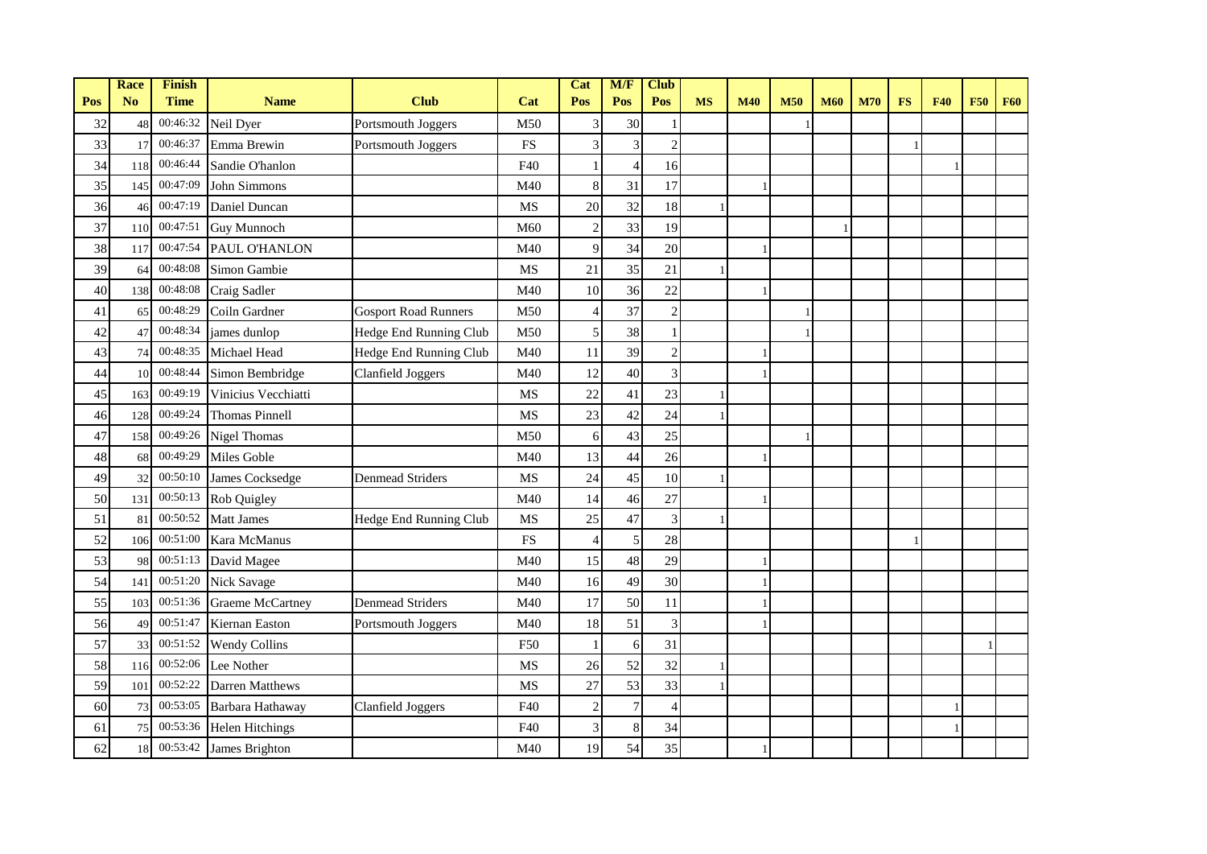| Pos | Race No | Finish Time | Name | Club | Cat | Cat Pos | M/F Pos | Club Pos | MS | M40 | M50 | M60 | M70 | FS | F40 | F50 | F60 |
|---|---|---|---|---|---|---|---|---|---|---|---|---|---|---|---|---|---|
| 32 | 48 | 00:46:32 | Neil Dyer | Portsmouth Joggers | M50 | 3 | 30 | 1 | | | 1 | | | | | | |
| 33 | 17 | 00:46:37 | Emma Brewin | Portsmouth Joggers | FS | 3 | 3 | 2 | | | | | | 1 | | | |
| 34 | 118 | 00:46:44 | Sandie O'hanlon | | F40 | 1 | 4 | 16 | | | | | | | 1 | | |
| 35 | 145 | 00:47:09 | John Simmons | | M40 | 8 | 31 | 17 | | 1 | | | | | | | |
| 36 | 46 | 00:47:19 | Daniel Duncan | | MS | 20 | 32 | 18 | 1 | | | | | | | | |
| 37 | 110 | 00:47:51 | Guy Munnoch | | M60 | 2 | 33 | 19 | | | | 1 | | | | | |
| 38 | 117 | 00:47:54 | PAUL O'HANLON | | M40 | 9 | 34 | 20 | | 1 | | | | | | | |
| 39 | 64 | 00:48:08 | Simon Gambie | | MS | 21 | 35 | 21 | 1 | | | | | | | | |
| 40 | 138 | 00:48:08 | Craig Sadler | | M40 | 10 | 36 | 22 | | 1 | | | | | | | |
| 41 | 65 | 00:48:29 | Coiln Gardner | Gosport Road Runners | M50 | 4 | 37 | 2 | | | 1 | | | | | | |
| 42 | 47 | 00:48:34 | james dunlop | Hedge End Running Club | M50 | 5 | 38 | 1 | | | 1 | | | | | | |
| 43 | 74 | 00:48:35 | Michael Head | Hedge End Running Club | M40 | 11 | 39 | 2 | | 1 | | | | | | | |
| 44 | 10 | 00:48:44 | Simon Bembridge | Clanfield Joggers | M40 | 12 | 40 | 3 | | 1 | | | | | | | |
| 45 | 163 | 00:49:19 | Vinicius Vecchiatti | | MS | 22 | 41 | 23 | 1 | | | | | | | | |
| 46 | 128 | 00:49:24 | Thomas Pinnell | | MS | 23 | 42 | 24 | 1 | | | | | | | | |
| 47 | 158 | 00:49:26 | Nigel Thomas | | M50 | 6 | 43 | 25 | | | 1 | | | | | | |
| 48 | 68 | 00:49:29 | Miles Goble | | M40 | 13 | 44 | 26 | | 1 | | | | | | | |
| 49 | 32 | 00:50:10 | James Cocksedge | Denmead Striders | MS | 24 | 45 | 10 | 1 | | | | | | | | |
| 50 | 131 | 00:50:13 | Rob Quigley | | M40 | 14 | 46 | 27 | | 1 | | | | | | | |
| 51 | 81 | 00:50:52 | Matt James | Hedge End Running Club | MS | 25 | 47 | 3 | 1 | | | | | | | | |
| 52 | 106 | 00:51:00 | Kara McManus | | FS | 4 | 5 | 28 | | | | | | 1 | | | |
| 53 | 98 | 00:51:13 | David Magee | | M40 | 15 | 48 | 29 | | 1 | | | | | | | |
| 54 | 141 | 00:51:20 | Nick Savage | | M40 | 16 | 49 | 30 | | 1 | | | | | | | |
| 55 | 103 | 00:51:36 | Graeme McCartney | Denmead Striders | M40 | 17 | 50 | 11 | | 1 | | | | | | | |
| 56 | 49 | 00:51:47 | Kiernan Easton | Portsmouth Joggers | M40 | 18 | 51 | 3 | | 1 | | | | | | | |
| 57 | 33 | 00:51:52 | Wendy Collins | | F50 | 1 | 6 | 31 | | | | | | | | 1 | |
| 58 | 116 | 00:52:06 | Lee Nother | | MS | 26 | 52 | 32 | 1 | | | | | | | | |
| 59 | 101 | 00:52:22 | Darren Matthews | | MS | 27 | 53 | 33 | 1 | | | | | | | | |
| 60 | 73 | 00:53:05 | Barbara Hathaway | Clanfield Joggers | F40 | 2 | 7 | 4 | | | | | | | 1 | | |
| 61 | 75 | 00:53:36 | Helen Hitchings | | F40 | 3 | 8 | 34 | | | | | | | 1 | | |
| 62 | 18 | 00:53:42 | James Brighton | | M40 | 19 | 54 | 35 | | 1 | | | | | | | |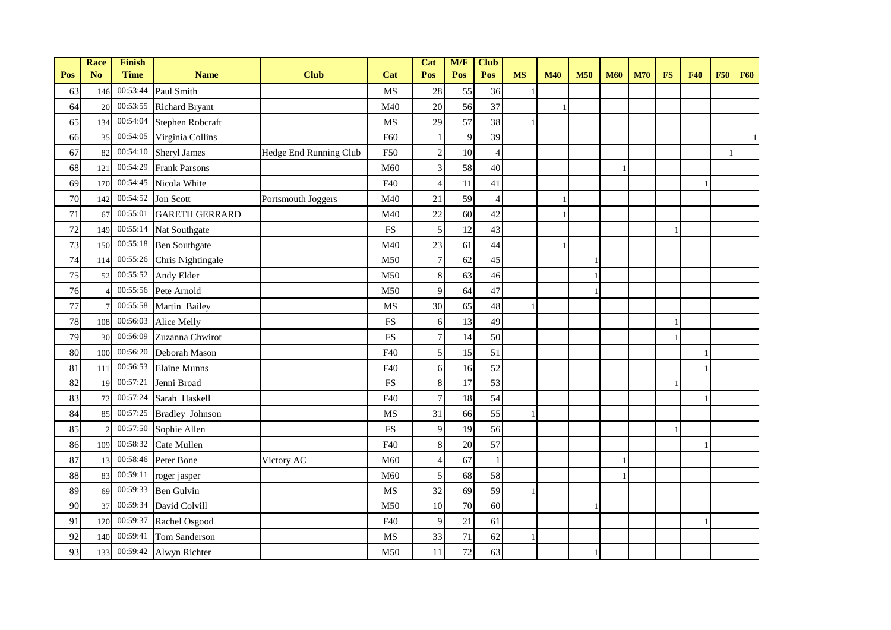| Pos | Race No | Finish Time | Name | Club | Cat | Cat Pos | M/F Pos | Club Pos | MS | M40 | M50 | M60 | M70 | FS | F40 | F50 | F60 |
|---|---|---|---|---|---|---|---|---|---|---|---|---|---|---|---|---|---|
| 63 | 146 | 00:53:44 | Paul Smith | | MS | 28 | 55 | 36 | 1 | | | | | | | | |
| 64 | 20 | 00:53:55 | Richard Bryant | | M40 | 20 | 56 | 37 | | 1 | | | | | | | |
| 65 | 134 | 00:54:04 | Stephen Robcraft | | MS | 29 | 57 | 38 | 1 | | | | | | | | |
| 66 | 35 | 00:54:05 | Virginia Collins | | F60 | 1 | 9 | 39 | | | | | | | | | 1 |
| 67 | 82 | 00:54:10 | Sheryl James | Hedge End Running Club | F50 | 2 | 10 | 4 | | | | | | | | 1 | |
| 68 | 121 | 00:54:29 | Frank Parsons | | M60 | 3 | 58 | 40 | | | | 1 | | | | | |
| 69 | 170 | 00:54:45 | Nicola White | | F40 | 4 | 11 | 41 | | | | | | | 1 | | |
| 70 | 142 | 00:54:52 | Jon Scott | Portsmouth Joggers | M40 | 21 | 59 | 4 | | 1 | | | | | | | |
| 71 | 67 | 00:55:01 | GARETH GERRARD | | M40 | 22 | 60 | 42 | | 1 | | | | | | | |
| 72 | 149 | 00:55:14 | Nat Southgate | | FS | 5 | 12 | 43 | | | | | | 1 | | | |
| 73 | 150 | 00:55:18 | Ben Southgate | | M40 | 23 | 61 | 44 | | 1 | | | | | | | |
| 74 | 114 | 00:55:26 | Chris Nightingale | | M50 | 7 | 62 | 45 | | | 1 | | | | | | |
| 75 | 52 | 00:55:52 | Andy Elder | | M50 | 8 | 63 | 46 | | | 1 | | | | | | |
| 76 | 4 | 00:55:56 | Pete Arnold | | M50 | 9 | 64 | 47 | | | 1 | | | | | | |
| 77 | 7 | 00:55:58 | Martin Bailey | | MS | 30 | 65 | 48 | 1 | | | | | | | | |
| 78 | 108 | 00:56:03 | Alice Melly | | FS | 6 | 13 | 49 | | | | | | 1 | | | |
| 79 | 30 | 00:56:09 | Zuzanna Chwirot | | FS | 7 | 14 | 50 | | | | | | 1 | | | |
| 80 | 100 | 00:56:20 | Deborah Mason | | F40 | 5 | 15 | 51 | | | | | | | 1 | | |
| 81 | 111 | 00:56:53 | Elaine Munns | | F40 | 6 | 16 | 52 | | | | | | | 1 | | |
| 82 | 19 | 00:57:21 | Jenni Broad | | FS | 8 | 17 | 53 | | | | | | 1 | | | |
| 83 | 72 | 00:57:24 | Sarah Haskell | | F40 | 7 | 18 | 54 | | | | | | | 1 | | |
| 84 | 85 | 00:57:25 | Bradley Johnson | | MS | 31 | 66 | 55 | 1 | | | | | | | | |
| 85 | 2 | 00:57:50 | Sophie Allen | | FS | 9 | 19 | 56 | | | | | | 1 | | | |
| 86 | 109 | 00:58:32 | Cate Mullen | | F40 | 8 | 20 | 57 | | | | | | | 1 | | |
| 87 | 13 | 00:58:46 | Peter Bone | Victory AC | M60 | 4 | 67 | 1 | | | | 1 | | | | | |
| 88 | 83 | 00:59:11 | roger jasper | | M60 | 5 | 68 | 58 | | | | 1 | | | | | |
| 89 | 69 | 00:59:33 | Ben Gulvin | | MS | 32 | 69 | 59 | 1 | | | | | | | | |
| 90 | 37 | 00:59:34 | David Colvill | | M50 | 10 | 70 | 60 | | | 1 | | | | | | |
| 91 | 120 | 00:59:37 | Rachel Osgood | | F40 | 9 | 21 | 61 | | | | | | | 1 | | |
| 92 | 140 | 00:59:41 | Tom Sanderson | | MS | 33 | 71 | 62 | 1 | | | | | | | | |
| 93 | 133 | 00:59:42 | Alwyn Richter | | M50 | 11 | 72 | 63 | | | 1 | | | | | | |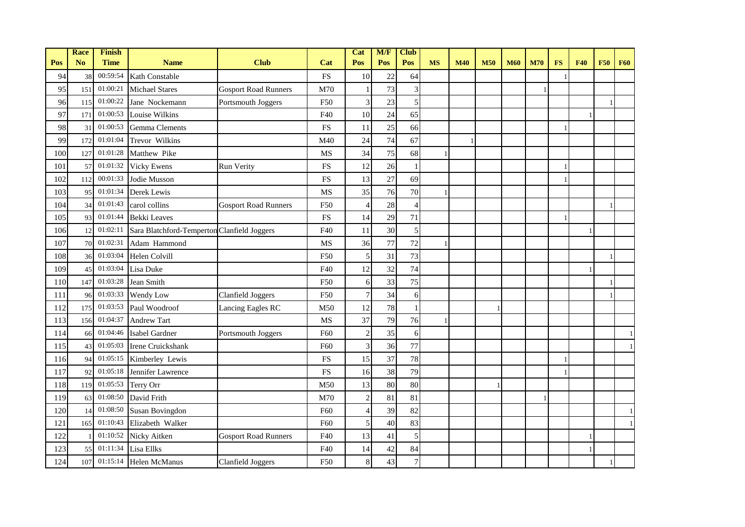| Pos | Race No | Finish Time | Name | Club | Cat | Cat Pos | M/F Pos | Club Pos | MS | M40 | M50 | M60 | M70 | FS | F40 | F50 | F60 |
|---|---|---|---|---|---|---|---|---|---|---|---|---|---|---|---|---|---|
| 94 | 38 | 00:59:54 | Kath Constable | | FS | 10 | 22 | 64 | | | | | | 1 | | | |
| 95 | 151 | 01:00:21 | Michael Stares | Gosport Road Runners | M70 | 1 | 73 | 3 | | | | | 1 | | | | |
| 96 | 115 | 01:00:22 | Jane Nockemann | Portsmouth Joggers | F50 | 3 | 23 | 5 | | | | | | | | 1 | |
| 97 | 171 | 01:00:53 | Louise Wilkins | | F40 | 10 | 24 | 65 | | | | | | | 1 | | |
| 98 | 31 | 01:00:53 | Gemma Clements | | FS | 11 | 25 | 66 | | | | | | 1 | | | |
| 99 | 172 | 01:01:04 | Trevor Wilkins | | M40 | 24 | 74 | 67 | | 1 | | | | | | | |
| 100 | 127 | 01:01:28 | Matthew Pike | | MS | 34 | 75 | 68 | 1 | | | | | | | | |
| 101 | 57 | 01:01:32 | Vicky Ewens | Run Verity | FS | 12 | 26 | 1 | | | | | | 1 | | | |
| 102 | 112 | 00:01:33 | Jodie Musson | | FS | 13 | 27 | 69 | | | | | | 1 | | | |
| 103 | 95 | 01:01:34 | Derek Lewis | | MS | 35 | 76 | 70 | 1 | | | | | | | | |
| 104 | 34 | 01:01:43 | carol collins | Gosport Road Runners | F50 | 4 | 28 | 4 | | | | | | | | 1 | |
| 105 | 93 | 01:01:44 | Bekki Leaves | | FS | 14 | 29 | 71 | | | | | | 1 | | | |
| 106 | 12 | 01:02:11 | Sara Blatchford-Temperton | Clanfield Joggers | F40 | 11 | 30 | 5 | | | | | | | 1 | | |
| 107 | 70 | 01:02:31 | Adam Hammond | | MS | 36 | 77 | 72 | 1 | | | | | | | | |
| 108 | 36 | 01:03:04 | Helen Colvill | | F50 | 5 | 31 | 73 | | | | | | | | 1 | |
| 109 | 45 | 01:03:04 | Lisa Duke | | F40 | 12 | 32 | 74 | | | | | | | 1 | | |
| 110 | 147 | 01:03:28 | Jean Smith | | F50 | 6 | 33 | 75 | | | | | | | | 1 | |
| 111 | 96 | 01:03:33 | Wendy Low | Clanfield Joggers | F50 | 7 | 34 | 6 | | | | | | | | 1 | |
| 112 | 175 | 01:03:53 | Paul Woodroof | Lancing Eagles RC | M50 | 12 | 78 | 1 | | | 1 | | | | | | |
| 113 | 156 | 01:04:37 | Andrew Tart | | MS | 37 | 79 | 76 | 1 | | | | | | | | |
| 114 | 66 | 01:04:46 | Isabel Gardner | Portsmouth Joggers | F60 | 2 | 35 | 6 | | | | | | | | | 1 |
| 115 | 43 | 01:05:03 | Irene Cruickshank | | F60 | 3 | 36 | 77 | | | | | | | | | 1 |
| 116 | 94 | 01:05:15 | Kimberley Lewis | | FS | 15 | 37 | 78 | | | | | | 1 | | | |
| 117 | 92 | 01:05:18 | Jennifer Lawrence | | FS | 16 | 38 | 79 | | | | | | 1 | | | |
| 118 | 119 | 01:05:53 | Terry Orr | | M50 | 13 | 80 | 80 | | | 1 | | | | | | |
| 119 | 63 | 01:08:50 | David Frith | | M70 | 2 | 81 | 81 | | | | | 1 | | | | |
| 120 | 14 | 01:08:50 | Susan Bovingdon | | F60 | 4 | 39 | 82 | | | | | | | | | 1 |
| 121 | 165 | 01:10:43 | Elizabeth Walker | | F60 | 5 | 40 | 83 | | | | | | | | | 1 |
| 122 | 1 | 01:10:52 | Nicky Aitken | Gosport Road Runners | F40 | 13 | 41 | 5 | | | | | | | 1 | | |
| 123 | 55 | 01:11:34 | Lisa Ellks | | F40 | 14 | 42 | 84 | | | | | | | 1 | | |
| 124 | 107 | 01:15:14 | Helen McManus | Clanfield Joggers | F50 | 8 | 43 | 7 | | | | | | | | 1 | |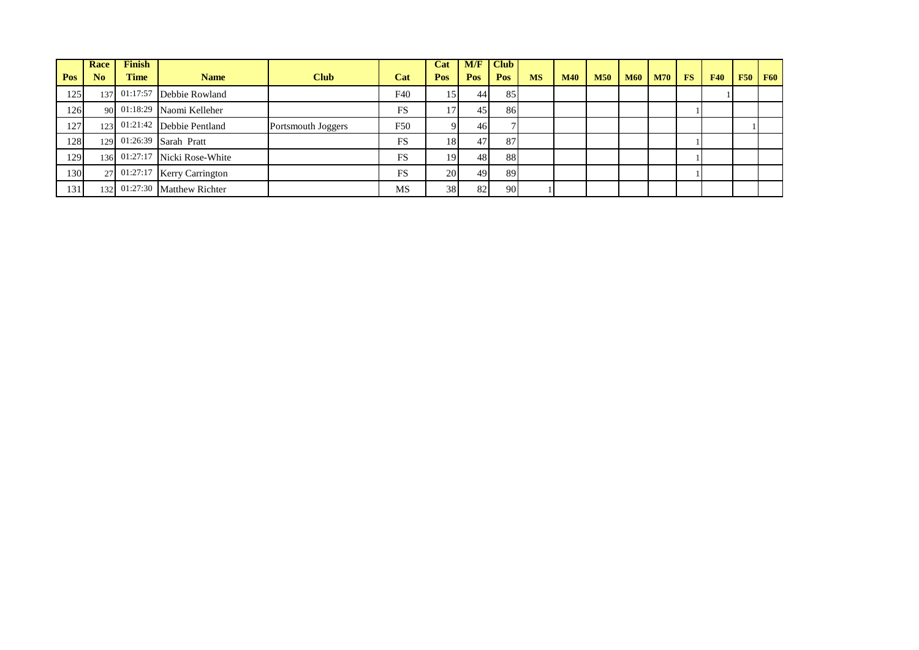| Pos | Race No | Finish Time | Name | Club | Cat | Cat Pos | M/F Pos | Club Pos | MS | M40 | M50 | M60 | M70 | FS | F40 | F50 | F60 |
|---|---|---|---|---|---|---|---|---|---|---|---|---|---|---|---|---|---|
| 125 | 137 | 01:17:57 | Debbie Rowland | | F40 | 15 | 44 | 85 | | | | | | | 1 | | |
| 126 | 90 | 01:18:29 | Naomi Kelleher | | FS | 17 | 45 | 86 | | | | | | 1 | | | |
| 127 | 123 | 01:21:42 | Debbie Pentland | Portsmouth Joggers | F50 | 9 | 46 | 7 | | | | | | | | 1 | |
| 128 | 129 | 01:26:39 | Sarah Pratt | | FS | 18 | 47 | 87 | | | | | | 1 | | | |
| 129 | 136 | 01:27:17 | Nicki Rose-White | | FS | 19 | 48 | 88 | | | | | | 1 | | | |
| 130 | 27 | 01:27:17 | Kerry Carrington | | FS | 20 | 49 | 89 | | | | | | 1 | | | |
| 131 | 132 | 01:27:30 | Matthew Richter | | MS | 38 | 82 | 90 | 1 | | | | | | | | |